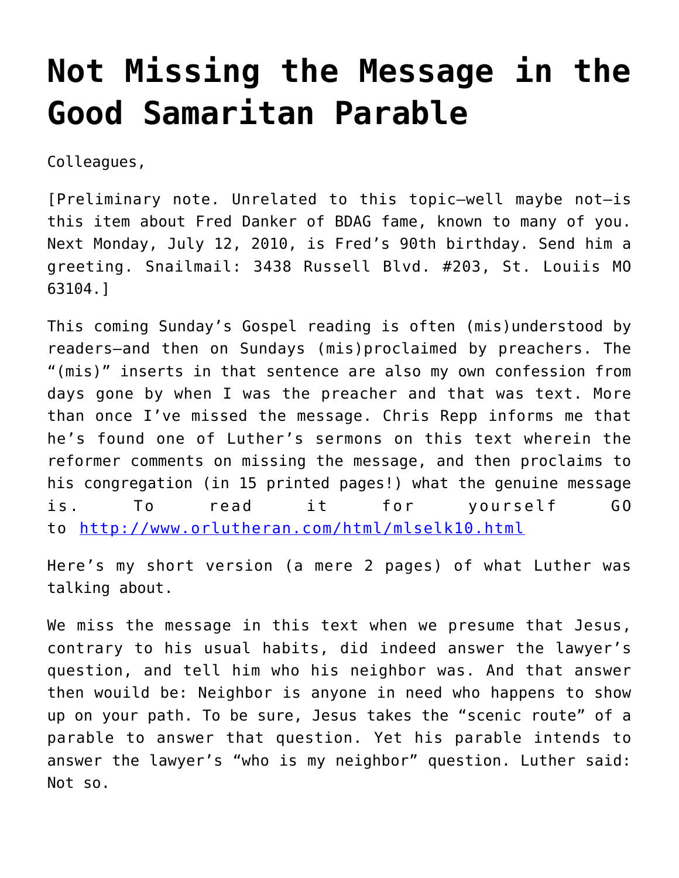# Not Missing the Message in the Good Samaritan Parable

Colleagues,

[Preliminary note. Unrelated to this topic—well maybe not—is this item about Fred Danker of BDAG fame, known to many of you. Next Monday, July 12, 2010, is Fred's 90th birthday. Send him a greeting. Snailmail: 3438 Russell Blvd. #203, St. Louiis MO 63104.]

This coming Sunday's Gospel reading is often (mis)understood by readers—and then on Sundays (mis)proclaimed by preachers. The "(mis)" inserts in that sentence are also my own confession from days gone by when I was the preacher and that was text. More than once I've missed the message. Chris Repp informs me that he's found one of Luther's sermons on this text wherein the reformer comments on missing the message, and then proclaims to his congregation (in 15 printed pages!) what the genuine message is. To read it for yourself GO to http://www.orlutheran.com/html/mlselk10.html

Here's my short version (a mere 2 pages) of what Luther was talking about.

We miss the message in this text when we presume that Jesus, contrary to his usual habits, did indeed answer the lawyer's question, and tell him who his neighbor was. And that answer then wouild be: Neighbor is anyone in need who happens to show up on your path. To be sure, Jesus takes the "scenic route" of a parable to answer that question. Yet his parable intends to answer the lawyer's "who is my neighbor" question. Luther said: Not so.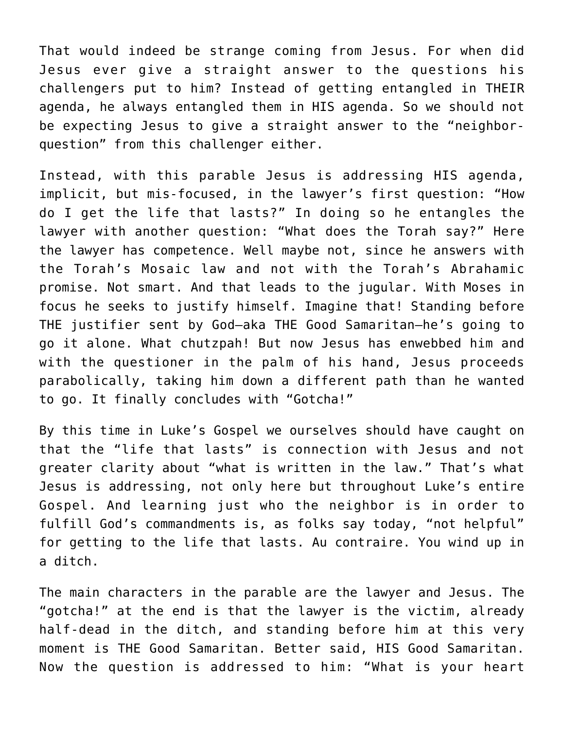That would indeed be strange coming from Jesus. For when did Jesus ever give a straight answer to the questions his challengers put to him? Instead of getting entangled in THEIR agenda, he always entangled them in HIS agenda. So we should not be expecting Jesus to give a straight answer to the "neighbor-question" from this challenger either.

Instead, with this parable Jesus is addressing HIS agenda, implicit, but mis-focused, in the lawyer's first question: "How do I get the life that lasts?" In doing so he entangles the lawyer with another question: "What does the Torah say?" Here the lawyer has competence. Well maybe not, since he answers with the Torah's Mosaic law and not with the Torah's Abrahamic promise. Not smart. And that leads to the jugular. With Moses in focus he seeks to justify himself. Imagine that! Standing before THE justifier sent by God—aka THE Good Samaritan—he's going to go it alone. What chutzpah! But now Jesus has enwebbed him and with the questioner in the palm of his hand, Jesus proceeds parabolically, taking him down a different path than he wanted to go. It finally concludes with "Gotcha!"

By this time in Luke's Gospel we ourselves should have caught on that the "life that lasts" is connection with Jesus and not greater clarity about "what is written in the law." That's what Jesus is addressing, not only here but throughout Luke's entire Gospel. And learning just who the neighbor is in order to fulfill God's commandments is, as folks say today, "not helpful" for getting to the life that lasts. Au contraire. You wind up in a ditch.

The main characters in the parable are the lawyer and Jesus. The "gotcha!" at the end is that the lawyer is the victim, already half-dead in the ditch, and standing before him at this very moment is THE Good Samaritan. Better said, HIS Good Samaritan. Now the question is addressed to him: "What is your heart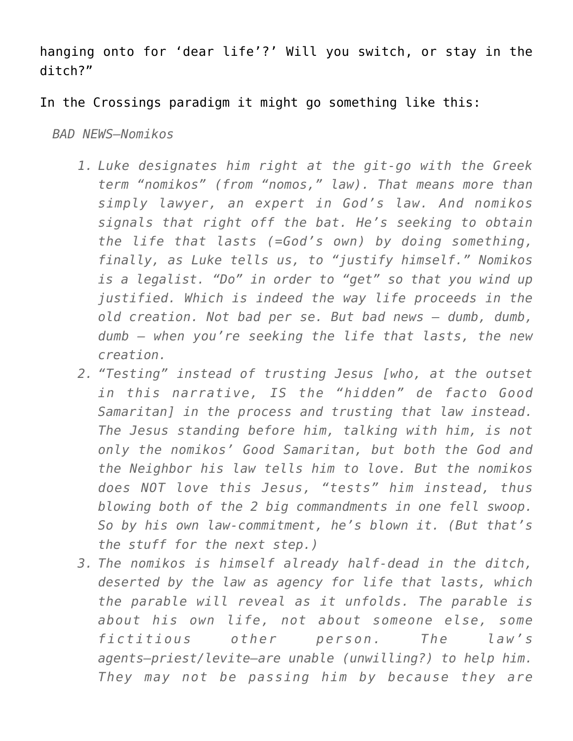hanging onto for 'dear life'?' Will you switch, or stay in the ditch?"

In the Crossings paradigm it might go something like this:

*BAD NEWS—Nomikos*

1. *Luke designates him right at the git-go with the Greek term "nomikos" (from "nomos," law). That means more than simply lawyer, an expert in God's law. And nomikos signals that right off the bat. He's seeking to obtain the life that lasts (=God's own) by doing something, finally, as Luke tells us, to "justify himself." Nomikos is a legalist. "Do" in order to "get" so that you wind up justified. Which is indeed the way life proceeds in the old creation. Not bad per se. But bad news – dumb, dumb, dumb – when you're seeking the life that lasts, the new creation.*
2. *"Testing" instead of trusting Jesus [who, at the outset in this narrative, IS the "hidden" de facto Good Samaritan] in the process and trusting that law instead. The Jesus standing before him, talking with him, is not only the nomikos' Good Samaritan, but both the God and the Neighbor his law tells him to love. But the nomikos does NOT love this Jesus, "tests" him instead, thus blowing both of the 2 big commandments in one fell swoop. So by his own law-commitment, he's blown it. (But that's the stuff for the next step.)*
3. *The nomikos is himself already half-dead in the ditch, deserted by the law as agency for life that lasts, which the parable will reveal as it unfolds. The parable is about his own life, not about someone else, some fictitious other person. The law's agents—priest/levite—are unable (unwilling?) to help him. They may not be passing him by because they are*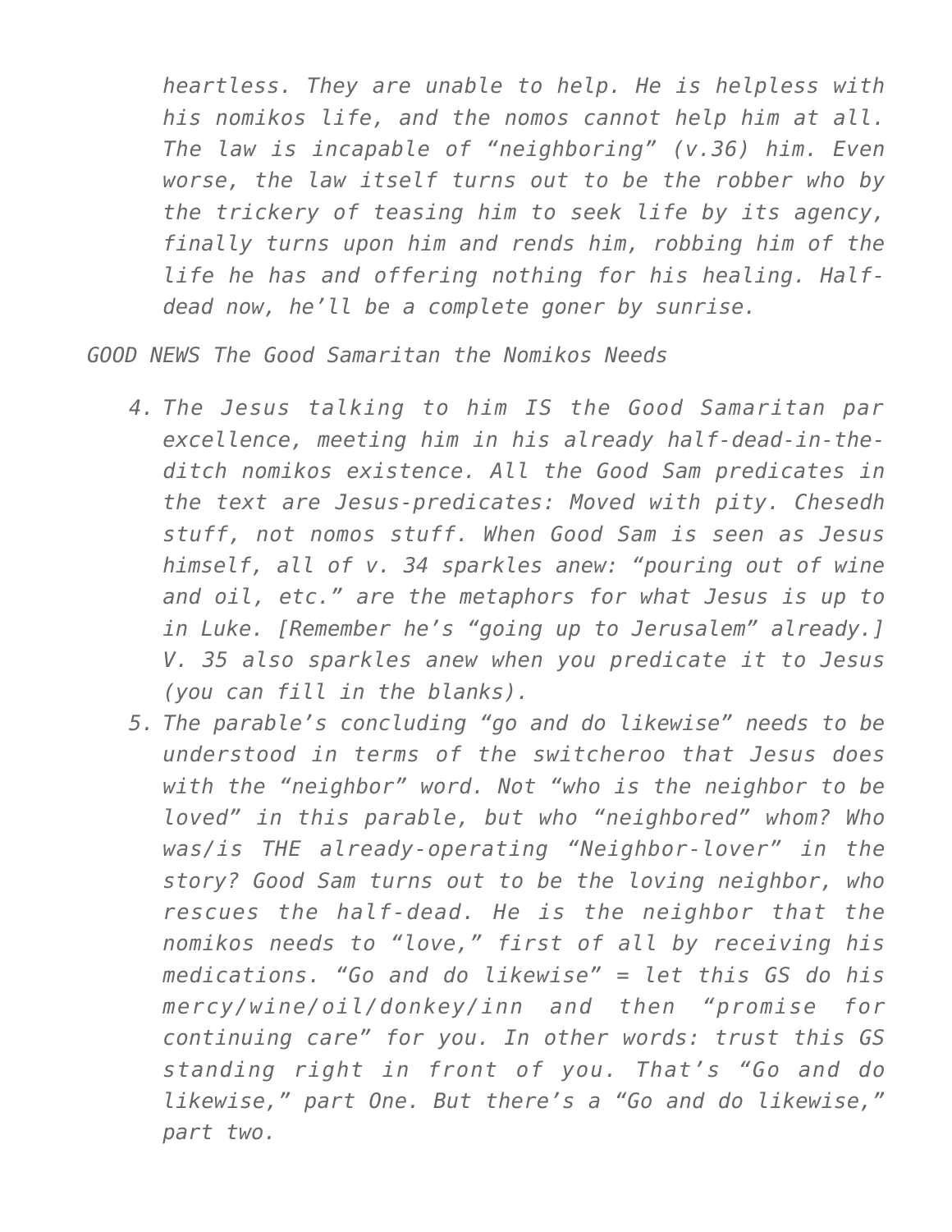*heartless. They are unable to help. He is helpless with his nomikos life, and the nomos cannot help him at all. The law is incapable of "neighboring" (v.36) him. Even worse, the law itself turns out to be the robber who by the trickery of teasing him to seek life by its agency, finally turns upon him and rends him, robbing him of the life he has and offering nothing for his healing. Half-dead now, he'll be a complete goner by sunrise.*

*GOOD NEWS The Good Samaritan the Nomikos Needs*

4. *The Jesus talking to him IS the Good Samaritan par excellence, meeting him in his already half-dead-in-the-ditch nomikos existence. All the Good Sam predicates in the text are Jesus-predicates: Moved with pity. Chesedh stuff, not nomos stuff. When Good Sam is seen as Jesus himself, all of v. 34 sparkles anew: "pouring out of wine and oil, etc." are the metaphors for what Jesus is up to in Luke. [Remember he's "going up to Jerusalem" already.] V. 35 also sparkles anew when you predicate it to Jesus (you can fill in the blanks).*
5. *The parable's concluding "go and do likewise" needs to be understood in terms of the switcheroo that Jesus does with the "neighbor" word. Not "who is the neighbor to be loved" in this parable, but who "neighbored" whom? Who was/is THE already-operating "Neighbor-lover" in the story? Good Sam turns out to be the loving neighbor, who rescues the half-dead. He is the neighbor that the nomikos needs to "love," first of all by receiving his medications. "Go and do likewise" = let this GS do his mercy/wine/oil/donkey/inn and then "promise for continuing care" for you. In other words: trust this GS standing right in front of you. That's "Go and do likewise," part One. But there's a "Go and do likewise," part two.*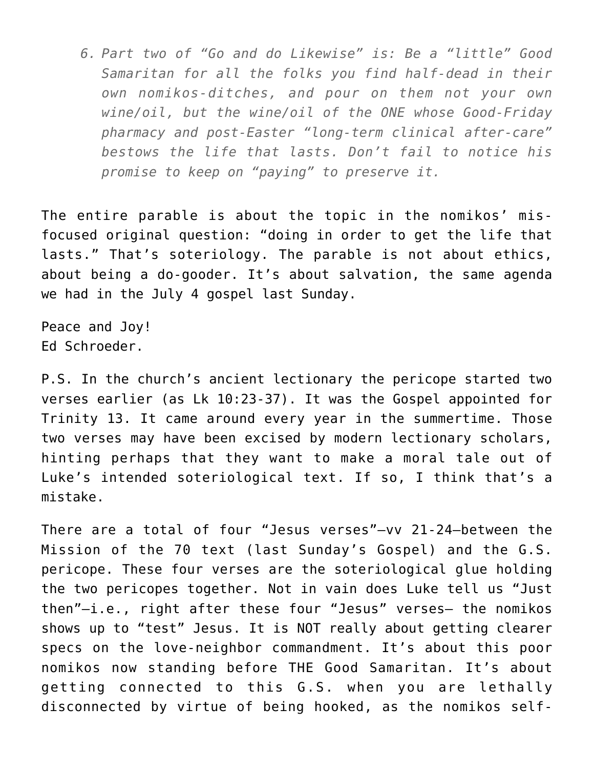6. *Part two of "Go and do Likewise" is: Be a "little" Good Samaritan for all the folks you find half-dead in their own nomikos-ditches, and pour on them not your own wine/oil, but the wine/oil of the ONE whose Good-Friday pharmacy and post-Easter "long-term clinical after-care" bestows the life that lasts. Don't fail to notice his promise to keep on "paying" to preserve it.*

The entire parable is about the topic in the nomikos' mis-focused original question: "doing in order to get the life that lasts." That's soteriology. The parable is not about ethics, about being a do-gooder. It's about salvation, the same agenda we had in the July 4 gospel last Sunday.

Peace and Joy!
Ed Schroeder.

P.S. In the church's ancient lectionary the pericope started two verses earlier (as Lk 10:23-37). It was the Gospel appointed for Trinity 13. It came around every year in the summertime. Those two verses may have been excised by modern lectionary scholars, hinting perhaps that they want to make a moral tale out of Luke's intended soteriological text. If so, I think that's a mistake.

There are a total of four "Jesus verses"—vv 21-24—between the Mission of the 70 text (last Sunday's Gospel) and the G.S. pericope. These four verses are the soteriological glue holding the two pericopes together. Not in vain does Luke tell us "Just then"—i.e., right after these four "Jesus" verses— the nomikos shows up to "test" Jesus. It is NOT really about getting clearer specs on the love-neighbor commandment. It's about this poor nomikos now standing before THE Good Samaritan. It's about getting connected to this G.S. when you are lethally disconnected by virtue of being hooked, as the nomikos self-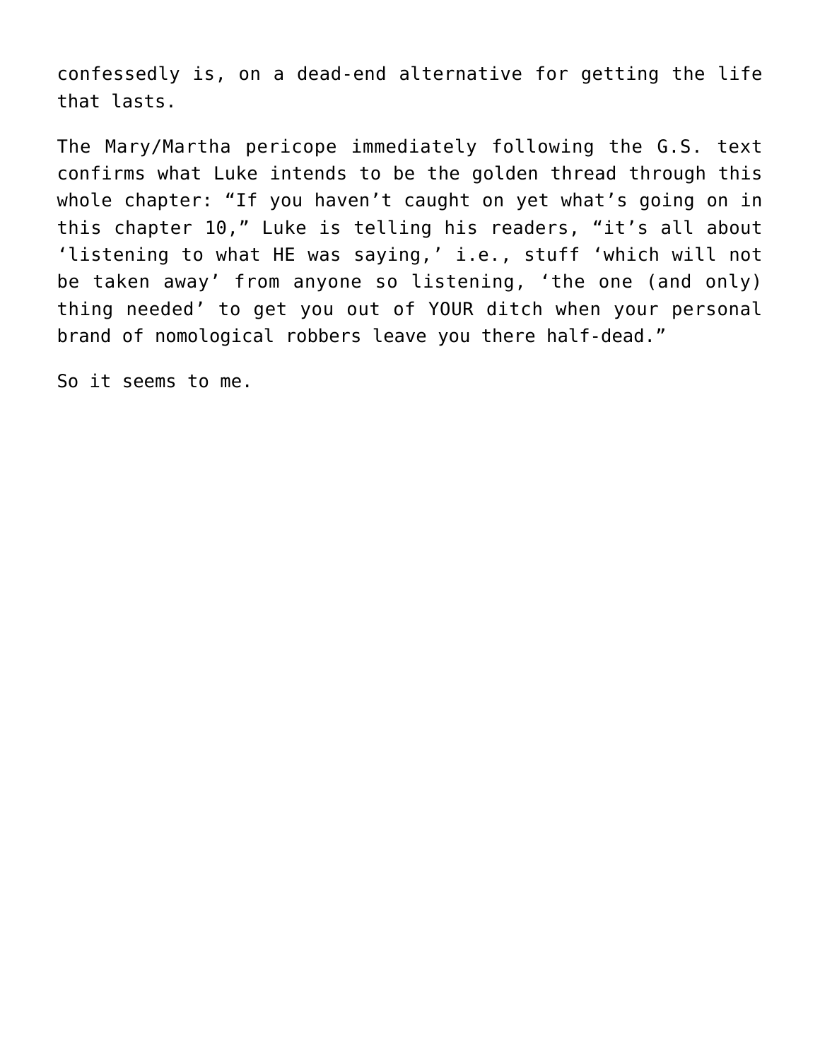confessedly is, on a dead-end alternative for getting the life that lasts.

The Mary/Martha pericope immediately following the G.S. text confirms what Luke intends to be the golden thread through this whole chapter: “If you haven’t caught on yet what’s going on in this chapter 10,” Luke is telling his readers, “it’s all about ‘listening to what HE was saying,’ i.e., stuff ‘which will not be taken away’ from anyone so listening, ‘the one (and only) thing needed’ to get you out of YOUR ditch when your personal brand of nomological robbers leave you there half-dead.”

So it seems to me.